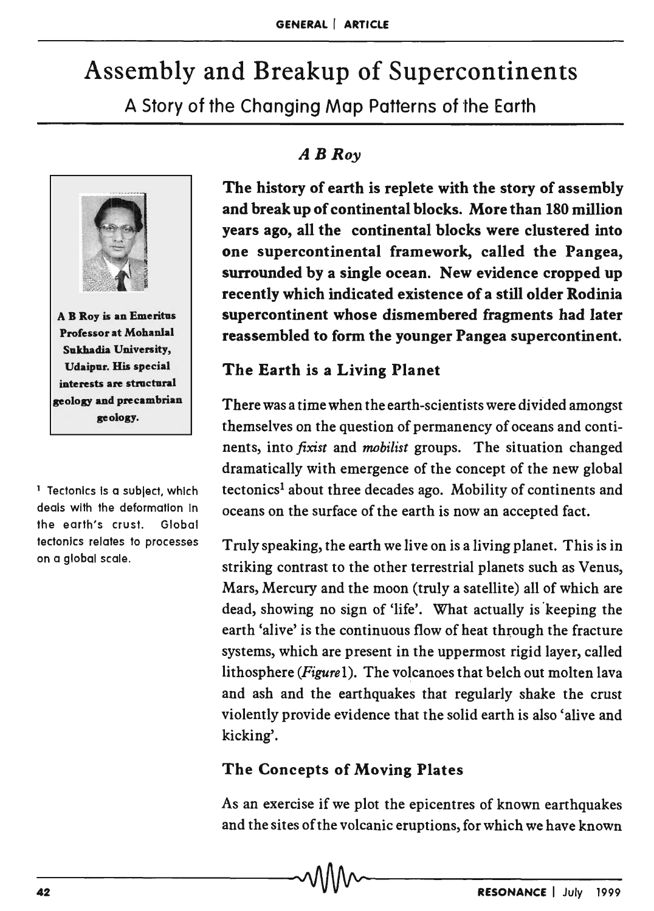# Assembly and Breakup of Supercontinents

## A Story of the Changing Map Patterns of the Earth

*A B Roy*

**The history of earth is replete with the story of assembly and break up of continental blocks. More than 180 million years ago, all the continental blocks were clustered into one supercontinental framework, called the Pangea, surrounded by a single ocean. New evidence cropped up recently which indicated existence of a still older Rodinia supercontinent whose dismembered fragments had later reassembled to form the younger Pangea supercontinent.**

A B Roy is an Emeritus Professor at Mohanlal Sukhadia University, Udaipur. His special interests are structural geology and precambrian geology.

### The Earth is a Living Planet

There was a time when the earth-scientists were divided amongst themselves on the question of permanency of oceans and continents, into *fixist* and *mobilist* groups. The situation changed dramatically with emergence of the concept of the new global tectonics[1] about three decades ago. Mobility of continents and oceans on the surface of the earth is now an accepted fact.

[1] Tectonics is a subject, which deals with the deformation in the earth's crust. Global tectonics relates to processes on a global scale.

Truly speaking, the earth we live on is a living planet. This is in striking contrast to the other terrestrial planets such as Venus, Mars, Mercury and the moon (truly a satellite) all of which are dead, showing no sign of 'life'. What actually is keeping the earth 'alive' is the continuous flow of heat through the fracture systems, which are present in the uppermost rigid layer, called lithosphere (*Figure* 1). The volcanoes that belch out molten lava and ash and the earthquakes that regularly shake the crust violently provide evidence that the solid earth is also 'alive and kicking'.

### The Concepts of Moving Plates

As an exercise if we plot the epicentres of known earthquakes and the sites of the volcanic eruptions, for which we have known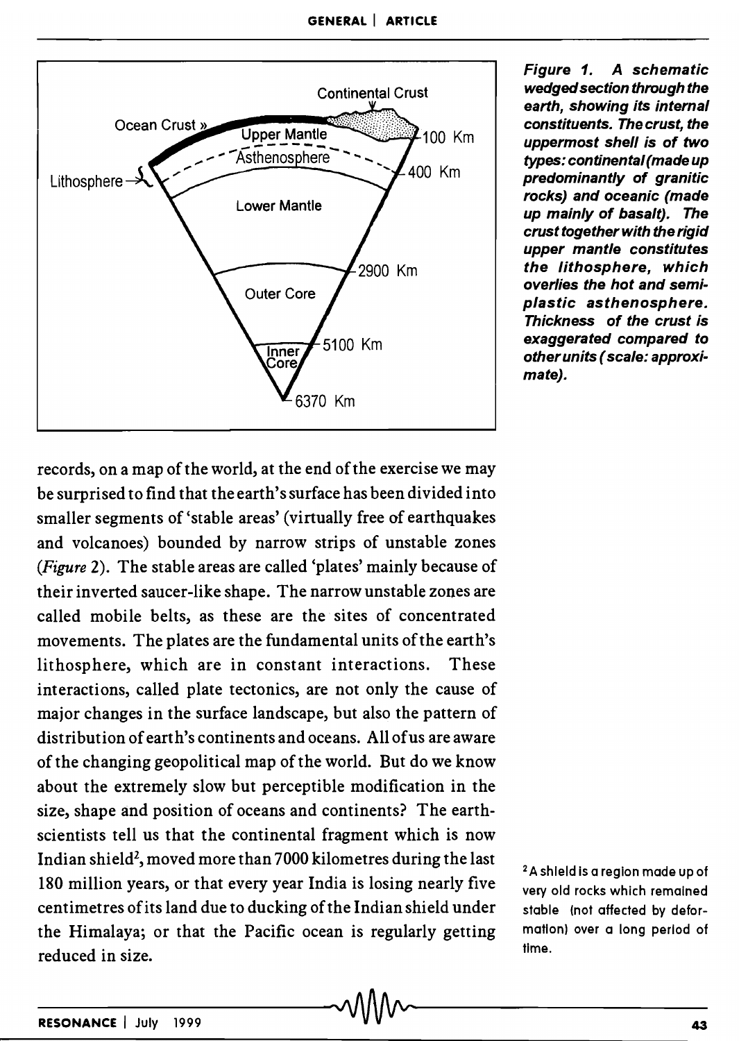*Figure 1. A schematic wedged section through the earth, showing its internal constituents. The crust, the uppermost shell is of two types: continental (made up predominantly of granitic rocks) and oceanic (made up mainly of basalt). The crust together with the rigid upper mantle constitutes the lithosphere, which overlies the hot and semi-plastic asthenosphere. Thickness of the crust is exaggerated compared to other units (scale: approximate).*

records, on a map of the world, at the end of the exercise we may be surprised to find that the earth's surface has been divided into smaller segments of 'stable areas' (virtually free of earthquakes and volcanoes) bounded by narrow strips of unstable zones (*Figure* 2). The stable areas are called 'plates' mainly because of their inverted saucer-like shape. The narrow unstable zones are called mobile belts, as these are the sites of concentrated movements. The plates are the fundamental units of the earth's lithosphere, which are in constant interactions. These interactions, called plate tectonics, are not only the cause of major changes in the surface landscape, but also the pattern of distribution of earth's continents and oceans. All of us are aware of the changing geopolitical map of the world. But do we know about the extremely slow but perceptible modification in the size, shape and position of oceans and continents? The earth-scientists tell us that the continental fragment which is now Indian shield[2], moved more than 7000 kilometres during the last 180 million years, or that every year India is losing nearly five centimetres of its land due to ducking of the Indian shield under the Himalaya; or that the Pacific ocean is regularly getting reduced in size.

[2] A shield is a region made up of very old rocks which remained stable (not affected by deformation) over a long period of time.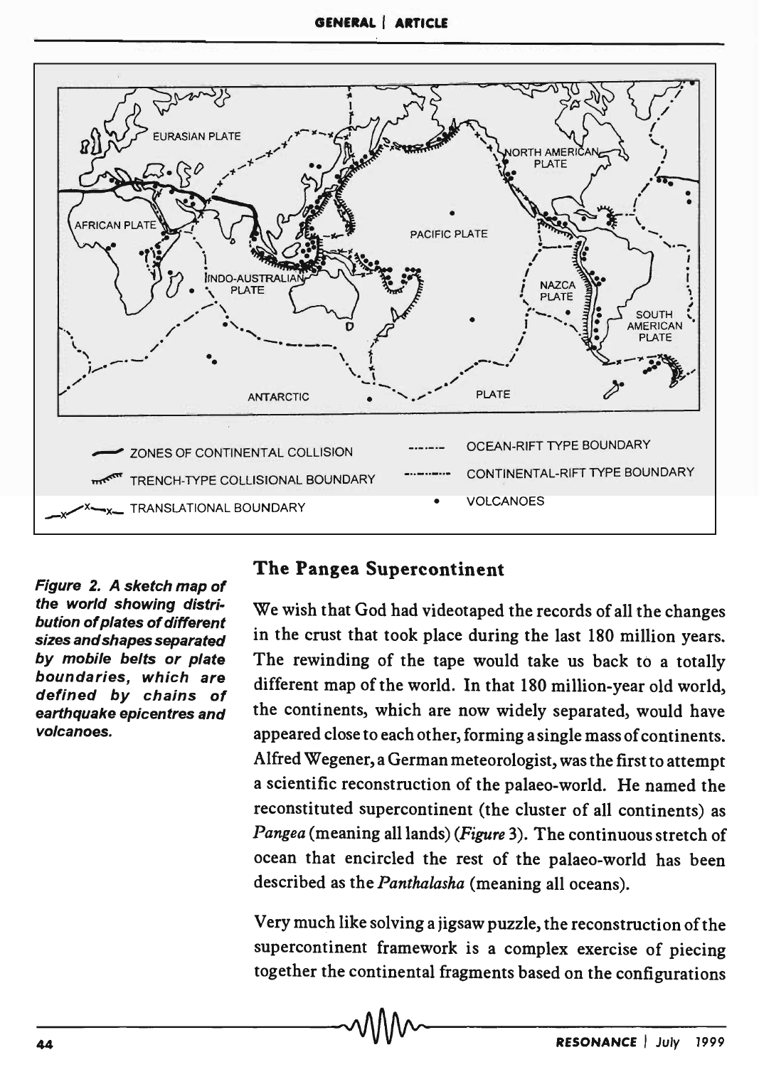Figure 2. A sketch map of the world showing distribution of plates of different sizes and shapes separated by mobile belts or plate boundaries, which are defined by chains of earthquake epicentres and volcanoes.

## The Pangea Supercontinent

We wish that God had videotaped the records of all the changes in the crust that took place during the last 180 million years. The rewinding of the tape would take us back to a totally different map of the world. In that 180 million-year old world, the continents, which are now widely separated, would have appeared close to each other, forming a single mass of continents. Alfred Wegener, a German meteorologist, was the first to attempt a scientific reconstruction of the palaeo-world. He named the reconstituted supercontinent (the cluster of all continents) as *Pangea* (meaning all lands) (*Figure* 3). The continuous stretch of ocean that encircled the rest of the palaeo-world has been described as the *Panthalasha* (meaning all oceans).

Very much like solving a jigsaw puzzle, the reconstruction of the supercontinent framework is a complex exercise of piecing together the continental fragments based on the configurations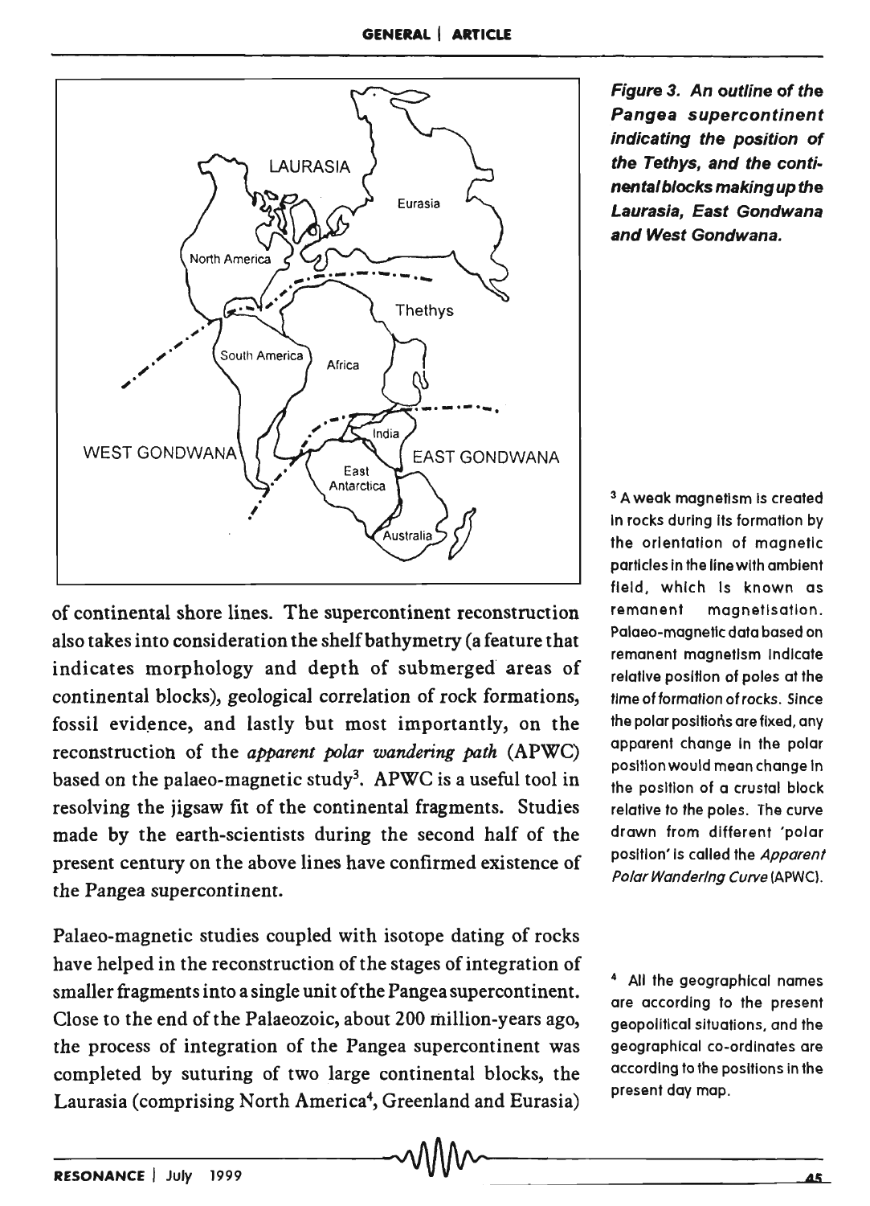**Figure 3. An outline of the Pangea supercontinent indicating the position of the Tethys, and the continental blocks making up the Laurasia, East Gondwana and West Gondwana.**

of continental shore lines. The supercontinent reconstruction also takes into consideration the shelf bathymetry (a feature that indicates morphology and depth of submerged areas of continental blocks), geological correlation of rock formations, fossil evidence, and lastly but most importantly, on the reconstruction of the *apparent polar wandering path* (APWC) based on the palaeo-magnetic study[3]. APWC is a useful tool in resolving the jigsaw fit of the continental fragments. Studies made by the earth-scientists during the second half of the present century on the above lines have confirmed existence of the Pangea supercontinent.

[3] A weak magnetism is created in rocks during its formation by the orientation of magnetic particles in the line with ambient field, which is known as remanent magnetisation. Palaeo-magnetic data based on remanent magnetism indicate relative position of poles at the time of formation of rocks. Since the polar positions are fixed, any apparent change in the polar position would mean change in the position of a crustal block relative to the poles. The curve drawn from different 'polar position' is called the *Apparent Polar Wandering Curve* (APWC).

Palaeo-magnetic studies coupled with isotope dating of rocks have helped in the reconstruction of the stages of integration of smaller fragments into a single unit of the Pangea supercontinent. Close to the end of the Palaeozoic, about 200 million-years ago, the process of integration of the Pangea supercontinent was completed by suturing of two large continental blocks, the Laurasia (comprising North America[4], Greenland and Eurasia)

[4] All the geographical names are according to the present geopolitical situations, and the geographical co-ordinates are according to the positions in the present day map.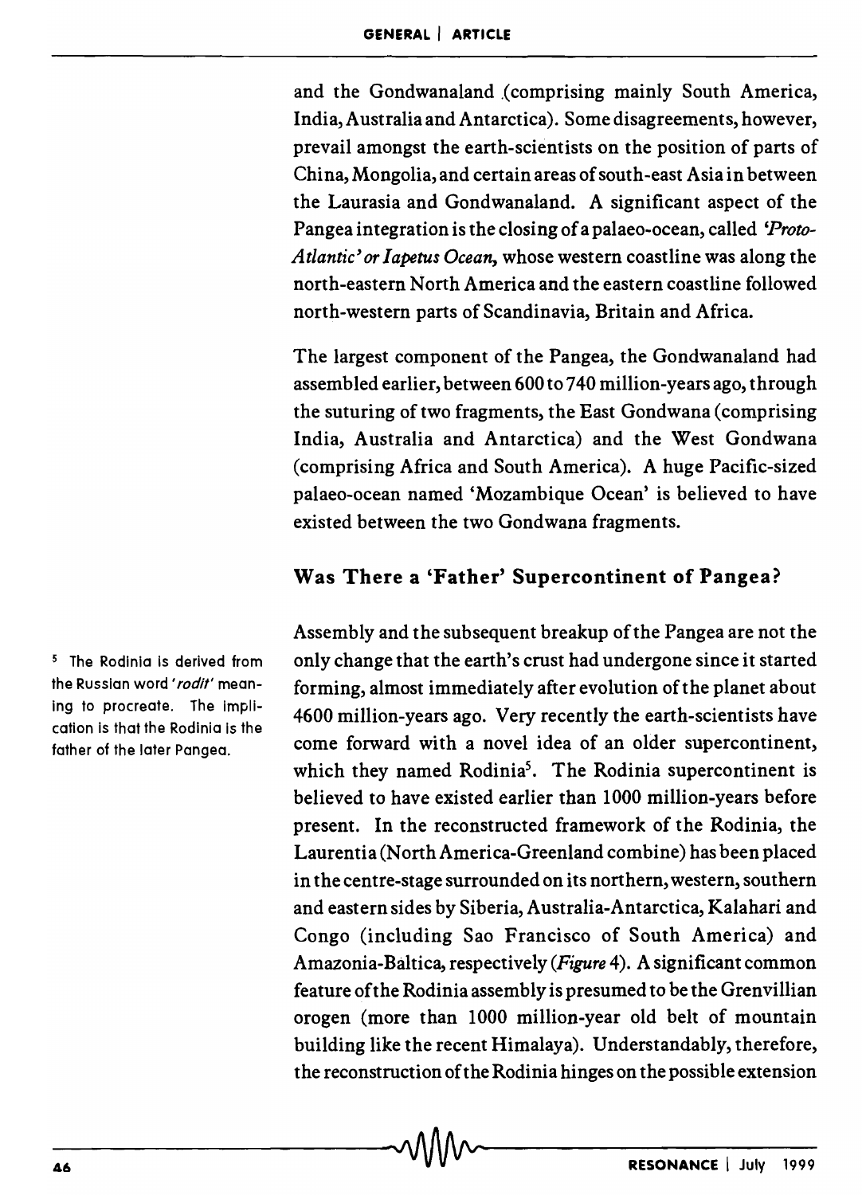and the Gondwanaland (comprising mainly South America, India, Australia and Antarctica). Some disagreements, however, prevail amongst the earth-scientists on the position of parts of China, Mongolia, and certain areas of south-east Asia in between the Laurasia and Gondwanaland. A significant aspect of the Pangea integration is the closing of a palaeo-ocean, called *'Proto-Atlantic' or Iapetus Ocean*, whose western coastline was along the north-eastern North America and the eastern coastline followed north-western parts of Scandinavia, Britain and Africa.

The largest component of the Pangea, the Gondwanaland had assembled earlier, between 600 to 740 million-years ago, through the suturing of two fragments, the East Gondwana (comprising India, Australia and Antarctica) and the West Gondwana (comprising Africa and South America). A huge Pacific-sized palaeo-ocean named 'Mozambique Ocean' is believed to have existed between the two Gondwana fragments.

## Was There a 'Father' Supercontinent of Pangea?

Assembly and the subsequent breakup of the Pangea are not the only change that the earth's crust had undergone since it started forming, almost immediately after evolution of the planet about 4600 million-years ago. Very recently the earth-scientists have come forward with a novel idea of an older supercontinent, which they named Rodinia[5]. The Rodinia supercontinent is believed to have existed earlier than 1000 million-years before present. In the reconstructed framework of the Rodinia, the Laurentia (North America-Greenland combine) has been placed in the centre-stage surrounded on its northern, western, southern and eastern sides by Siberia, Australia-Antarctica, Kalahari and Congo (including Sao Francisco of South America) and Amazonia-Baltica, respectively (*Figure* 4). A significant common feature of the Rodinia assembly is presumed to be the Grenvillian orogen (more than 1000 million-year old belt of mountain building like the recent Himalaya). Understandably, therefore, the reconstruction of the Rodinia hinges on the possible extension

[5] The Rodinia is derived from the Russian word *'rodit'* meaning to procreate. The implication is that the Rodinia is the father of the later Pangea.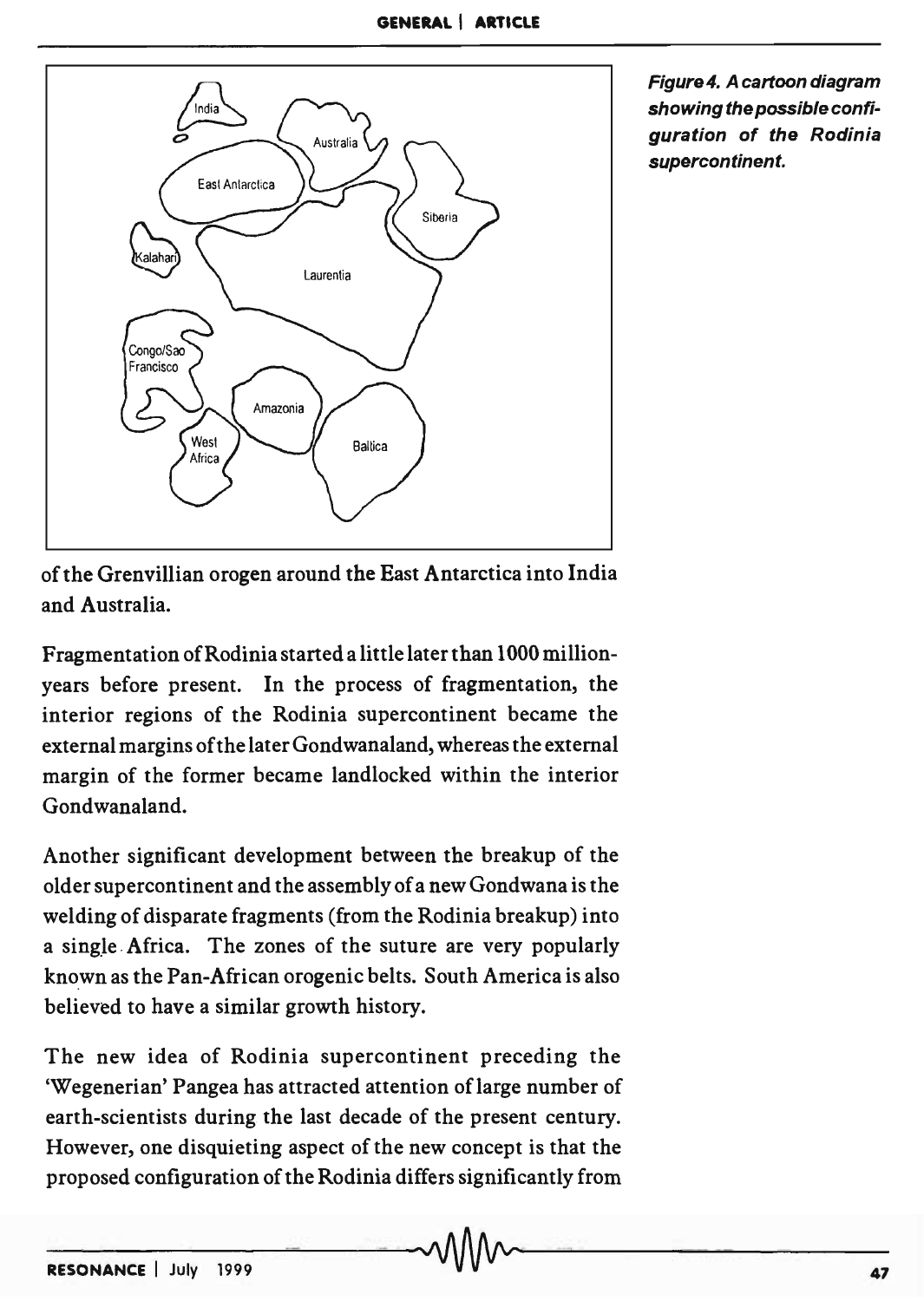*Figure 4. A cartoon diagram showing the possible configuration of the Rodinia supercontinent.*

of the Grenvillian orogen around the East Antarctica into India and Australia.

Fragmentation of Rodinia started a little later than 1000 million-years before present. In the process of fragmentation, the interior regions of the Rodinia supercontinent became the external margins of the later Gondwanaland, whereas the external margin of the former became landlocked within the interior Gondwanaland.

Another significant development between the breakup of the older supercontinent and the assembly of a new Gondwana is the welding of disparate fragments (from the Rodinia breakup) into a single Africa. The zones of the suture are very popularly known as the Pan-African orogenic belts. South America is also believed to have a similar growth history.

The new idea of Rodinia supercontinent preceding the 'Wegenerian' Pangea has attracted attention of large number of earth-scientists during the last decade of the present century. However, one disquieting aspect of the new concept is that the proposed configuration of the Rodinia differs significantly from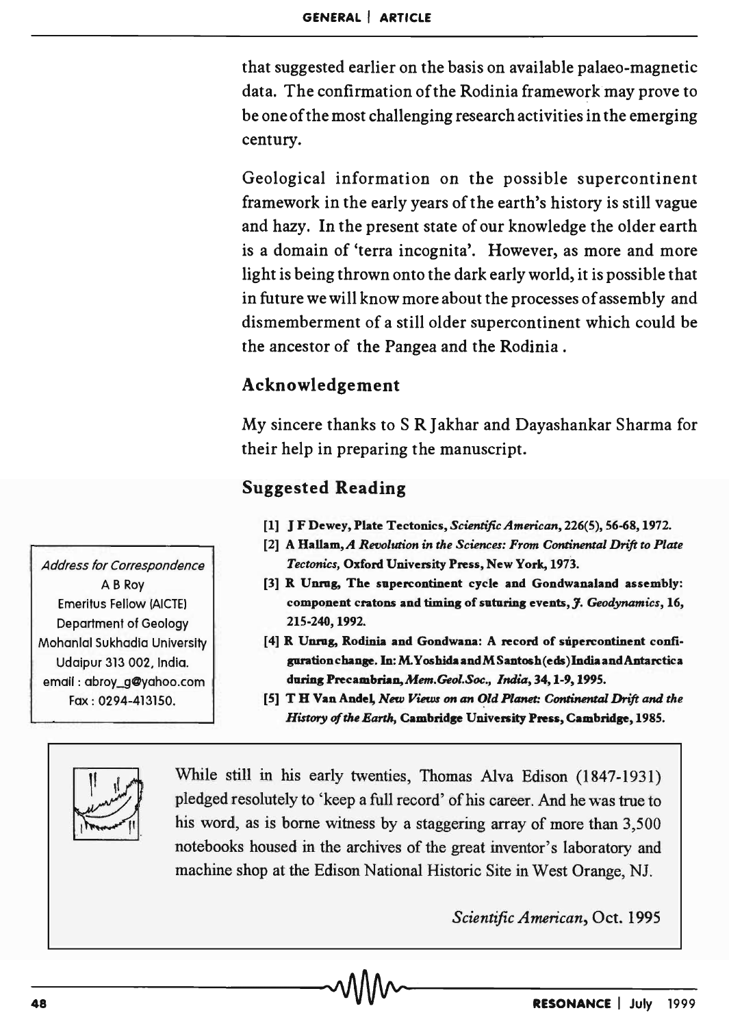that suggested earlier on the basis on available palaeo-magnetic data. The confirmation of the Rodinia framework may prove to be one of the most challenging research activities in the emerging century.

Geological information on the possible supercontinent framework in the early years of the earth's history is still vague and hazy. In the present state of our knowledge the older earth is a domain of 'terra incognita'. However, as more and more light is being thrown onto the dark early world, it is possible that in future we will know more about the processes of assembly and dismemberment of a still older supercontinent which could be the ancestor of the Pangea and the Rodinia.

## Acknowledgement

My sincere thanks to S R Jakhar and Dayashankar Sharma for their help in preparing the manuscript.

## Suggested Reading

[1] J F Dewey, Plate Tectonics, *Scientific American*, 226(5), 56-68, 1972.

[2] A Hallam, *A Revolution in the Sciences: From Continental Drift to Plate Tectonics*, Oxford University Press, New York, 1973.

[3] R Unrug, The supercontinent cycle and Gondwanaland assembly: component cratons and timing of suturing events, *J. Geodynamics*, 16, 215-240, 1992.

[4] R Unrug, Rodinia and Gondwana: A record of supercontinent configuration change. In: M Yoshida and M Santosh (eds) India and Antarctica during Precambrian, *Mem. Geol. Soc., India*, 34, 1-9, 1995.

[5] T H Van Andel, *New Views on an Old Planet: Continental Drift and the History of the Earth*, Cambridge University Press, Cambridge, 1985.

*Address for Correspondence*
A B Roy
Emeritus Fellow (AICTE)
Department of Geology
Mohanlal Sukhadia University
Udaipur 313 002, India.
email : abroy_g@yahoo.com
Fax : 0294-413150.

While still in his early twenties, Thomas Alva Edison (1847-1931) pledged resolutely to 'keep a full record' of his career. And he was true to his word, as is borne witness by a staggering array of more than 3,500 notebooks housed in the archives of the great inventor's laboratory and machine shop at the Edison National Historic Site in West Orange, NJ.

*Scientific American*, Oct. 1995